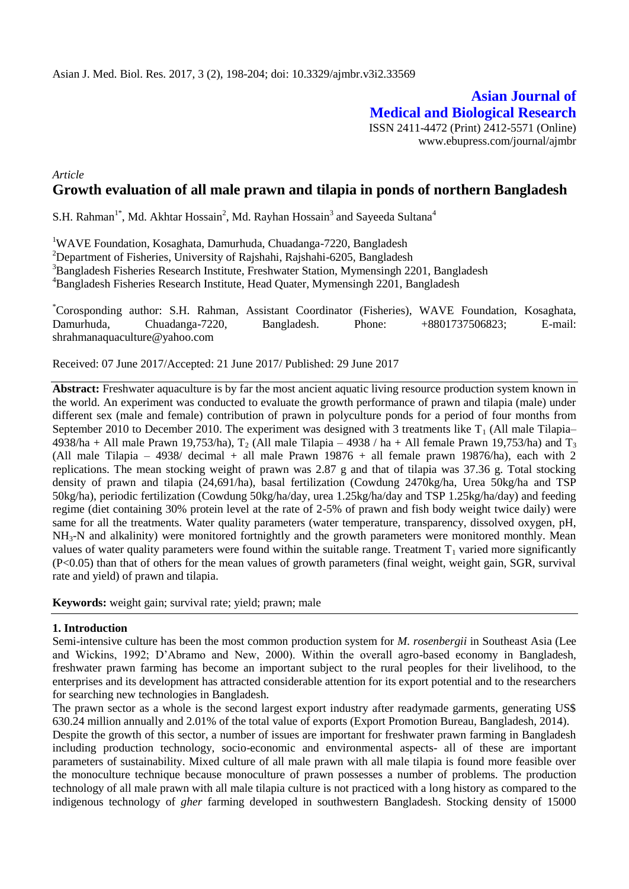Asian J. Med. Biol. Res. 2017, 3 (2), 198-204; doi: 10.3329/ajmbr.v3i2.33569

**Asian Journal of Medical and Biological Research**

ISSN 2411-4472 (Print) 2412-5571 (Online)
www.ebupress.com/journal/ajmbr

*Article*

# Growth evaluation of all male prawn and tilapia in ponds of northern Bangladesh

S.H. Rahman[1*], Md. Akhtar Hossain[2], Md. Rayhan Hossain[3] and Sayeeda Sultana[4]

[1]WAVE Foundation, Kosagahata, Damurhuda, Chuadanga-7220, Bangladesh
[2]Department of Fisheries, University of Rajshahi, Rajshahi-6205, Bangladesh
[3]Bangladesh Fisheries Research Institute, Freshwater Station, Mymensingh 2201, Bangladesh
[4]Bangladesh Fisheries Research Institute, Head Quater, Mymensingh 2201, Bangladesh

[*]Corosponding author: S.H. Rahman, Assistant Coordinator (Fisheries), WAVE Foundation, Kosaghata, Damurhuda, Chuadanga-7220, Bangladesh. Phone: +8801737506823; E-mail: shrahmanaquaculture@yahoo.com

Received: 07 June 2017/Accepted: 21 June 2017/ Published: 29 June 2017

**Abstract:** Freshwater aquaculture is by far the most ancient aquatic living resource production system known in the world. An experiment was conducted to evaluate the growth performance of prawn and tilapia (male) under different sex (male and female) contribution of prawn in polyculture ponds for a period of four months from September 2010 to December 2010. The experiment was designed with 3 treatments like $T_1$ (All male Tilapia– 4938/ha + All male Prawn 19,753/ha), $T_2$ (All male Tilapia – 4938 / ha + All female Prawn 19,753/ha) and $T_3$ (All male Tilapia – 4938/ decimal + all male Prawn 19876 + all female prawn 19876/ha), each with 2 replications. The mean stocking weight of prawn was 2.87 g and that of tilapia was 37.36 g. Total stocking density of prawn and tilapia (24,691/ha), basal fertilization (Cowdung 2470kg/ha, Urea 50kg/ha and TSP 50kg/ha), periodic fertilization (Cowdung 50kg/ha/day, urea 1.25kg/ha/day and TSP 1.25kg/ha/day) and feeding regime (diet containing 30% protein level at the rate of 2-5% of prawn and fish body weight twice daily) were same for all the treatments. Water quality parameters (water temperature, transparency, dissolved oxygen, pH, $NH_3$-N and alkalinity) were monitored fortnightly and the growth parameters were monitored monthly. Mean values of water quality parameters were found within the suitable range. Treatment $T_1$ varied more significantly ($P<0.05$) than that of others for the mean values of growth parameters (final weight, weight gain, SGR, survival rate and yield) of prawn and tilapia.

**Keywords:** weight gain; survival rate; yield; prawn; male

## 1. Introduction

Semi-intensive culture has been the most common production system for *M. rosenbergii* in Southeast Asia (Lee and Wickins, 1992; D'Abramo and New, 2000). Within the overall agro-based economy in Bangladesh, freshwater prawn farming has become an important subject to the rural peoples for their livelihood, to the enterprises and its development has attracted considerable attention for its export potential and to the researchers for searching new technologies in Bangladesh.

The prawn sector as a whole is the second largest export industry after readymade garments, generating US$ 630.24 million annually and 2.01% of the total value of exports (Export Promotion Bureau, Bangladesh, 2014).

Despite the growth of this sector, a number of issues are important for freshwater prawn farming in Bangladesh including production technology, socio-economic and environmental aspects- all of these are important parameters of sustainability. Mixed culture of all male prawn with all male tilapia is found more feasible over the monoculture technique because monoculture of prawn possesses a number of problems. The production technology of all male prawn with all male tilapia culture is not practiced with a long history as compared to the indigenous technology of *gher* farming developed in southwestern Bangladesh. Stocking density of 15000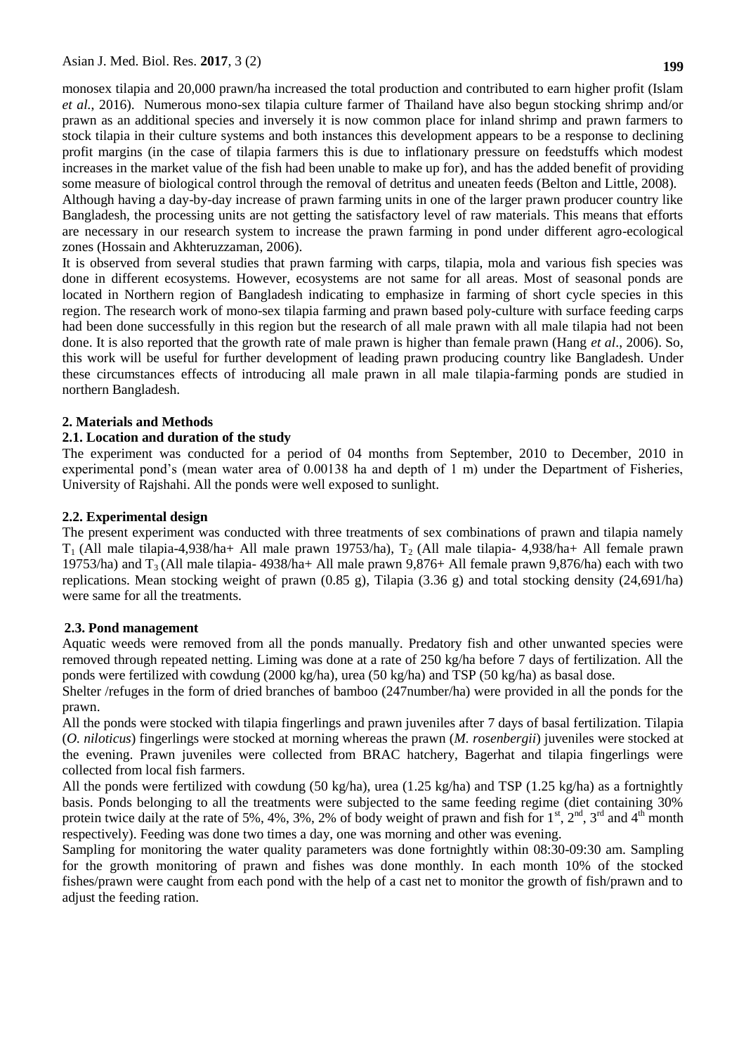monosex tilapia and 20,000 prawn/ha increased the total production and contributed to earn higher profit (Islam *et al.,* 2016). Numerous mono-sex tilapia culture farmer of Thailand have also begun stocking shrimp and/or prawn as an additional species and inversely it is now common place for inland shrimp and prawn farmers to stock tilapia in their culture systems and both instances this development appears to be a response to declining profit margins (in the case of tilapia farmers this is due to inflationary pressure on feedstuffs which modest increases in the market value of the fish had been unable to make up for), and has the added benefit of providing some measure of biological control through the removal of detritus and uneaten feeds (Belton and Little, 2008).

Although having a day-by-day increase of prawn farming units in one of the larger prawn producer country like Bangladesh, the processing units are not getting the satisfactory level of raw materials. This means that efforts are necessary in our research system to increase the prawn farming in pond under different agro-ecological zones (Hossain and Akhteruzzaman, 2006).

It is observed from several studies that prawn farming with carps, tilapia, mola and various fish species was done in different ecosystems. However, ecosystems are not same for all areas. Most of seasonal ponds are located in Northern region of Bangladesh indicating to emphasize in farming of short cycle species in this region. The research work of mono-sex tilapia farming and prawn based poly-culture with surface feeding carps had been done successfully in this region but the research of all male prawn with all male tilapia had not been done. It is also reported that the growth rate of male prawn is higher than female prawn (Hang *et al*., 2006). So, this work will be useful for further development of leading prawn producing country like Bangladesh. Under these circumstances effects of introducing all male prawn in all male tilapia-farming ponds are studied in northern Bangladesh.

## 2. Materials and Methods

### 2.1. Location and duration of the study

The experiment was conducted for a period of 04 months from September, 2010 to December, 2010 in experimental pond's (mean water area of 0.00138 ha and depth of 1 m) under the Department of Fisheries, University of Rajshahi. All the ponds were well exposed to sunlight.

### 2.2. Experimental design

The present experiment was conducted with three treatments of sex combinations of prawn and tilapia namely $T_1$ (All male tilapia-4,938/ha+ All male prawn 19753/ha), $T_2$ (All male tilapia- 4,938/ha+ All female prawn 19753/ha) and $T_3$ (All male tilapia- 4938/ha+ All male prawn 9,876+ All female prawn 9,876/ha) each with two replications. Mean stocking weight of prawn (0.85 g), Tilapia (3.36 g) and total stocking density (24,691/ha) were same for all the treatments.

### 2.3. Pond management

Aquatic weeds were removed from all the ponds manually. Predatory fish and other unwanted species were removed through repeated netting. Liming was done at a rate of 250 kg/ha before 7 days of fertilization. All the ponds were fertilized with cowdung (2000 kg/ha), urea (50 kg/ha) and TSP (50 kg/ha) as basal dose.

Shelter /refuges in the form of dried branches of bamboo (247number/ha) were provided in all the ponds for the prawn.

All the ponds were stocked with tilapia fingerlings and prawn juveniles after 7 days of basal fertilization. Tilapia (*O. niloticus*) fingerlings were stocked at morning whereas the prawn (*M. rosenbergii*) juveniles were stocked at the evening. Prawn juveniles were collected from BRAC hatchery, Bagerhat and tilapia fingerlings were collected from local fish farmers.

All the ponds were fertilized with cowdung (50 kg/ha), urea (1.25 kg/ha) and TSP (1.25 kg/ha) as a fortnightly basis. Ponds belonging to all the treatments were subjected to the same feeding regime (diet containing 30% protein twice daily at the rate of 5%, 4%, 3%, 2% of body weight of prawn and fish for 1st, 2nd, 3rd and 4th month respectively). Feeding was done two times a day, one was morning and other was evening.

Sampling for monitoring the water quality parameters was done fortnightly within 08:30-09:30 am. Sampling for the growth monitoring of prawn and fishes was done monthly. In each month 10% of the stocked fishes/prawn were caught from each pond with the help of a cast net to monitor the growth of fish/prawn and to adjust the feeding ration.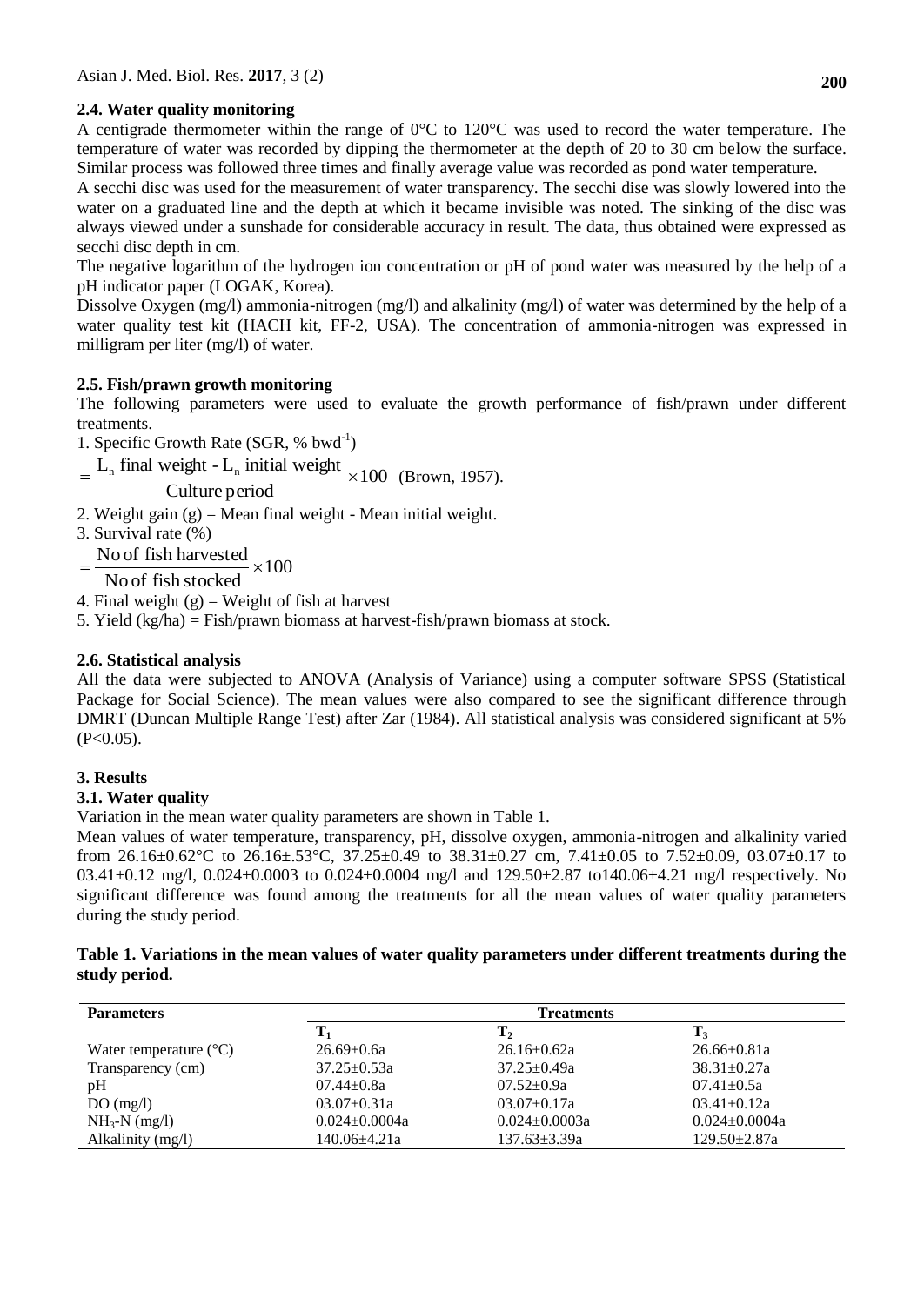### 2.4. Water quality monitoring

A centigrade thermometer within the range of 0°C to 120°C was used to record the water temperature. The temperature of water was recorded by dipping the thermometer at the depth of 20 to 30 cm below the surface. Similar process was followed three times and finally average value was recorded as pond water temperature.

A secchi disc was used for the measurement of water transparency. The secchi dise was slowly lowered into the water on a graduated line and the depth at which it became invisible was noted. The sinking of the disc was always viewed under a sunshade for considerable accuracy in result. The data, thus obtained were expressed as secchi disc depth in cm.

The negative logarithm of the hydrogen ion concentration or pH of pond water was measured by the help of a pH indicator paper (LOGAK, Korea).

Dissolve Oxygen (mg/l) ammonia-nitrogen (mg/l) and alkalinity (mg/l) of water was determined by the help of a water quality test kit (HACH kit, FF-2, USA). The concentration of ammonia-nitrogen was expressed in milligram per liter (mg/l) of water.

### 2.5. Fish/prawn growth monitoring

The following parameters were used to evaluate the growth performance of fish/prawn under different treatments.

1. Specific Growth Rate (SGR, % $bwd^{-1}$)

$$= \frac{L_n \text{ final weight - } L_n \text{ initial weight}}{\text{Culture period}} \times 100$$ (Brown, 1957).

2. Weight gain (g) = Mean final weight - Mean initial weight.
3. Survival rate (%)

$$= \frac{\text{No of fish harvested}}{\text{No of fish stocked}} \times 100$$

4. Final weight (g) = Weight of fish at harvest
5. Yield (kg/ha) = Fish/prawn biomass at harvest-fish/prawn biomass at stock.

### 2.6. Statistical analysis

All the data were subjected to ANOVA (Analysis of Variance) using a computer software SPSS (Statistical Package for Social Science). The mean values were also compared to see the significant difference through DMRT (Duncan Multiple Range Test) after Zar (1984). All statistical analysis was considered significant at 5% ($P<0.05$).

## 3. Results

### 3.1. Water quality

Variation in the mean water quality parameters are shown in Table 1.

Mean values of water temperature, transparency, pH, dissolve oxygen, ammonia-nitrogen and alkalinity varied from 26.16±0.62°C to 26.16±.53°C, 37.25±0.49 to 38.31±0.27 cm, 7.41±0.05 to 7.52±0.09, 03.07±0.17 to 03.41±0.12 mg/l, 0.024±0.0003 to 0.024±0.0004 mg/l and 129.50±2.87 to140.06±4.21 mg/l respectively. No significant difference was found among the treatments for all the mean values of water quality parameters during the study period.

**Table 1. Variations in the mean values of water quality parameters under different treatments during the study period.**

| Parameters | Treatments | | |
|---|---|---|---|
| | $T_1$ | $T_2$ | $T_3$ |
| Water temperature (°C) | 26.69±0.6a | 26.16±0.62a | 26.66±0.81a |
| Transparency (cm) | 37.25±0.53a | 37.25±0.49a | 38.31±0.27a |
| pH | 07.44±0.8a | 07.52±0.9a | 07.41±0.5a |
| DO (mg/l) | 03.07±0.31a | 03.07±0.17a | 03.41±0.12a |
| $NH_3$-N (mg/l) | 0.024±0.0004a | 0.024±0.0003a | 0.024±0.0004a |
| Alkalinity (mg/l) | 140.06±4.21a | 137.63±3.39a | 129.50±2.87a |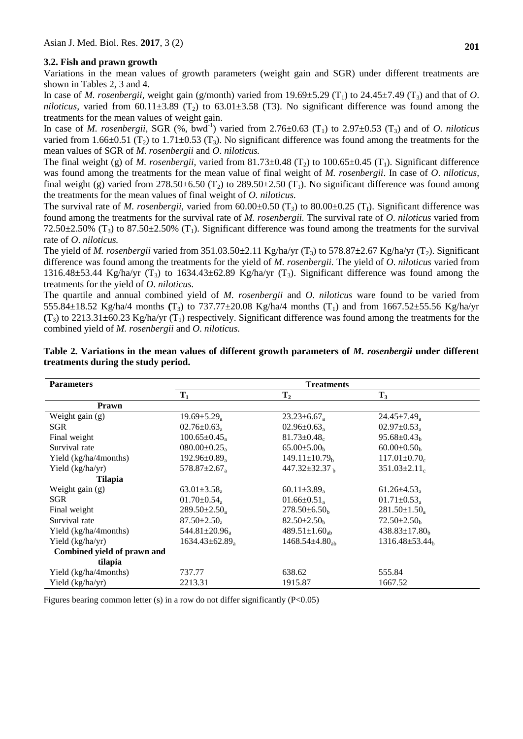### 3.2. Fish and prawn growth

Variations in the mean values of growth parameters (weight gain and SGR) under different treatments are shown in Tables 2, 3 and 4.

In case of *M. rosenbergii*, weight gain (g/month) varied from 19.69±5.29 ($T_1$) to 24.45±7.49 ($T_3$) and that of *O. niloticus*, varied from 60.11±3.89 ($T_2$) to 63.01±3.58 (T3). No significant difference was found among the treatments for the mean values of weight gain.

In case of *M. rosenbergii*, SGR (%, bwd$^{-1}$) varied from 2.76±0.63 ($T_1$) to 2.97±0.53 ($T_3$) and of *O. niloticus* varied from 1.66±0.51 ($T_2$) to 1.71±0.53 ($T_3$). No significant difference was found among the treatments for the mean values of SGR of *M. rosenbergii* and *O. niloticus.*

The final weight (g) of *M. rosenbergii*, varied from 81.73±0.48 ($T_2$) to 100.65±0.45 ($T_1$). Significant difference was found among the treatments for the mean value of final weight of *M. rosenbergii*. In case of *O. niloticus*, final weight (g) varied from 278.50±6.50 ($T_2$) to 289.50±2.50 ($T_1$). No significant difference was found among the treatments for the mean values of final weight of *O. niloticus.*

The survival rate of *M. rosenbergii*, varied from 60.00±0.50 ($T_3$) to 80.00±0.25 ($T_I$). Significant difference was found among the treatments for the survival rate of *M. rosenbergii.* The survival rate of *O. niloticus* varied from 72.50±2.50% ($T_3$) to 87.50±2.50% ($T_1$). Significant difference was found among the treatments for the survival rate of *O. niloticus.*

The yield of *M. rosenbergii* varied from 351.03.50±2.11 Kg/ha/yr ($T_3$) to 578.87±2.67 Kg/ha/yr ($T_2$). Significant difference was found among the treatments for the yield of *M. rosenbergii.* The yield of *O. niloticus* varied from 1316.48±53.44 Kg/ha/yr ($T_3$) to 1634.43±62.89 Kg/ha/yr ($T_3$). Significant difference was found among the treatments for the yield of *O. niloticus.*

The quartile and annual combined yield of *M. rosenbergii* and *O. niloticus* ware found to be varied from 555.84±18.52 Kg/ha/4 months **(**$T_3$) to 737.77±20.08 Kg/ha/4 months ($T_1$) and from 1667.52±55.56 Kg/ha/yr **(**$T_3$) to 2213.31±60.23 Kg/ha/yr ($T_1$) respectively. Significant difference was found among the treatments for the combined yield of *M. rosenbergii* and *O. niloticus.*

**Table 2. Variations in the mean values of different growth parameters of *M. rosenbergii* under different treatments during the study period.**

| Parameters | Treatments | | |
|---|---|---|---|
| | $T_1$ | $T_2$ | $T_3$ |
| **Prawn** | | | |
| Weight gain (g) | $19.69±5.29_a$ | $23.23±6.67_a$ | $24.45±7.49_a$ |
| SGR | $02.76±0.63_a$ | $02.96±0.63_a$ | $02.97±0.53_a$ |
| Final weight | $100.65±0.45_a$ | $81.73±0.48_c$ | $95.68±0.43_b$ |
| Survival rate | $080.00±0.25_a$ | $65.00±5.00_b$ | $60.00±0.50_b$ |
| Yield (kg/ha/4months) | $192.96±0.89_a$ | $149.11±10.79_b$ | $117.01±0.70_c$ |
| Yield (kg/ha/yr) | $578.87±2.67_a$ | $447.32±32.37_b$ | $351.03±2.11_c$ |
| **Tilapia** | | | |
| Weight gain (g) | $63.01±3.58_a$ | $60.11±3.89_a$ | $61.26±4.53_a$ |
| SGR | $01.70±0.54_a$ | $01.66±0.51_a$ | $01.71±0.53_a$ |
| Final weight | $289.50±2.50_a$ | $278.50±6.50_b$ | $281.50±1.50_a$ |
| Survival rate | $87.50±2.50_a$ | $82.50±2.50_b$ | $72.50±2.50_b$ |
| Yield (kg/ha/4months) | $544.81±20.96_a$ | $489.51±1.60_{ab}$ | $438.83±17.80_b$ |
| Yield (kg/ha/yr) | $1634.43±62.89_a$ | $1468.54±4.80_{ab}$ | $1316.48±53.44_b$ |
| **Combined yield of prawn and tilapia** | | | |
| Yield (kg/ha/4months) | 737.77 | 638.62 | 555.84 |
| Yield (kg/ha/yr) | 2213.31 | 1915.87 | 1667.52 |

Figures bearing common letter (s) in a row do not differ significantly (P<0.05)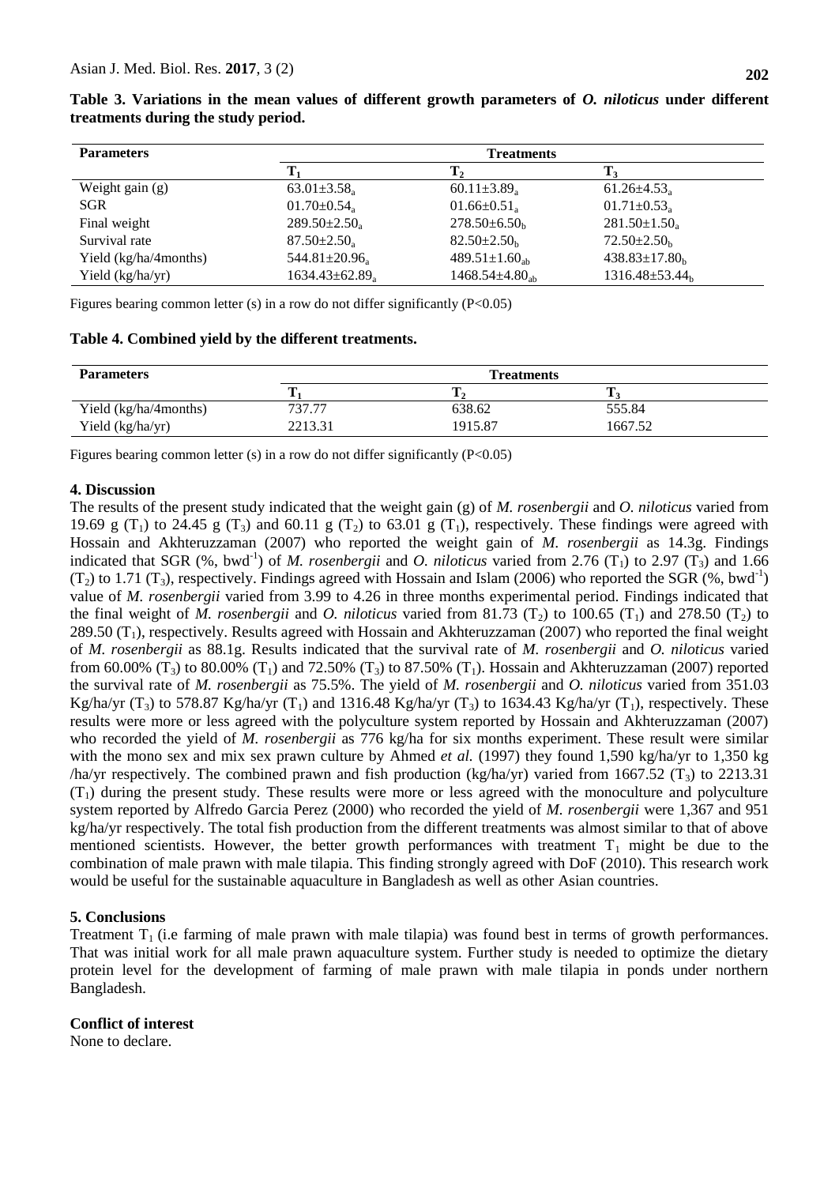**Table 3. Variations in the mean values of different growth parameters of *O. niloticus* under different treatments during the study period.**

| Parameters | Treatments | | |
|---|---|---|---|
| | $T_1$ | $T_2$ | $T_3$ |
| Weight gain (g) | $63.01 \pm 3.58_a$ | $60.11 \pm 3.89_a$ | $61.26 \pm 4.53_a$ |
| SGR | $01.70 \pm 0.54_a$ | $01.66 \pm 0.51_a$ | $01.71 \pm 0.53_a$ |
| Final weight | $289.50 \pm 2.50_a$ | $278.50 \pm 6.50_b$ | $281.50 \pm 1.50_a$ |
| Survival rate | $87.50 \pm 2.50_a$ | $82.50 \pm 2.50_b$ | $72.50 \pm 2.50_b$ |
| Yield (kg/ha/4months) | $544.81 \pm 20.96_a$ | $489.51 \pm 1.60_{ab}$ | $438.83 \pm 17.80_b$ |
| Yield (kg/ha/yr) | $1634.43 \pm 62.89_a$ | $1468.54 \pm 4.80_{ab}$ | $1316.48 \pm 53.44_b$ |

Figures bearing common letter (s) in a row do not differ significantly ($P<0.05$)

**Table 4. Combined yield by the different treatments.**

| Parameters | Treatments | | |
|---|---|---|---|
| | $T_1$ | $T_2$ | $T_3$ |
| Yield (kg/ha/4months) | 737.77 | 638.62 | 555.84 |
| Yield (kg/ha/yr) | 2213.31 | 1915.87 | 1667.52 |

Figures bearing common letter (s) in a row do not differ significantly ($P<0.05$)

## 4. Discussion

The results of the present study indicated that the weight gain (g) of *M. rosenbergii* and *O. niloticus* varied from 19.69 g ($T_1$) to 24.45 g ($T_3$) and 60.11 g ($T_2$) to 63.01 g ($T_1$), respectively. These findings were agreed with Hossain and Akhteruzzaman (2007) who reported the weight gain of *M. rosenbergii* as 14.3g. Findings indicated that SGR (%, bwd$^{-1}$) of *M. rosenbergii* and *O. niloticus* varied from 2.76 ($T_1$) to 2.97 ($T_3$) and 1.66 ($T_2$) to 1.71 ($T_3$), respectively. Findings agreed with Hossain and Islam (2006) who reported the SGR (%, bwd$^{-1}$) value of *M. rosenbergii* varied from 3.99 to 4.26 in three months experimental period. Findings indicated that the final weight of *M. rosenbergii* and *O. niloticus* varied from 81.73 ($T_2$) to 100.65 ($T_1$) and 278.50 ($T_2$) to 289.50 ($T_1$), respectively. Results agreed with Hossain and Akhteruzzaman (2007) who reported the final weight of *M. rosenbergii* as 88.1g. Results indicated that the survival rate of *M. rosenbergii* and *O. niloticus* varied from 60.00% ($T_3$) to 80.00% ($T_1$) and 72.50% ($T_3$) to 87.50% ($T_1$). Hossain and Akhteruzzaman (2007) reported the survival rate of *M. rosenbergii* as 75.5%. The yield of *M. rosenbergii* and *O. niloticus* varied from 351.03 Kg/ha/yr ($T_3$) to 578.87 Kg/ha/yr ($T_1$) and 1316.48 Kg/ha/yr ($T_3$) to 1634.43 Kg/ha/yr ($T_1$), respectively. These results were more or less agreed with the polyculture system reported by Hossain and Akhteruzzaman (2007) who recorded the yield of *M. rosenbergii* as 776 kg/ha for six months experiment. These result were similar with the mono sex and mix sex prawn culture by Ahmed *et al.* (1997) they found 1,590 kg/ha/yr to 1,350 kg /ha/yr respectively. The combined prawn and fish production (kg/ha/yr) varied from 1667.52 ($T_3$) to 2213.31 ($T_1$) during the present study. These results were more or less agreed with the monoculture and polyculture system reported by Alfredo Garcia Perez (2000) who recorded the yield of *M. rosenbergii* were 1,367 and 951 kg/ha/yr respectively. The total fish production from the different treatments was almost similar to that of above mentioned scientists. However, the better growth performances with treatment $T_1$ might be due to the combination of male prawn with male tilapia. This finding strongly agreed with DoF (2010). This research work would be useful for the sustainable aquaculture in Bangladesh as well as other Asian countries.

## 5. Conclusions

Treatment $T_1$ (i.e farming of male prawn with male tilapia) was found best in terms of growth performances. That was initial work for all male prawn aquaculture system. Further study is needed to optimize the dietary protein level for the development of farming of male prawn with male tilapia in ponds under northern Bangladesh.

## Conflict of interest

None to declare.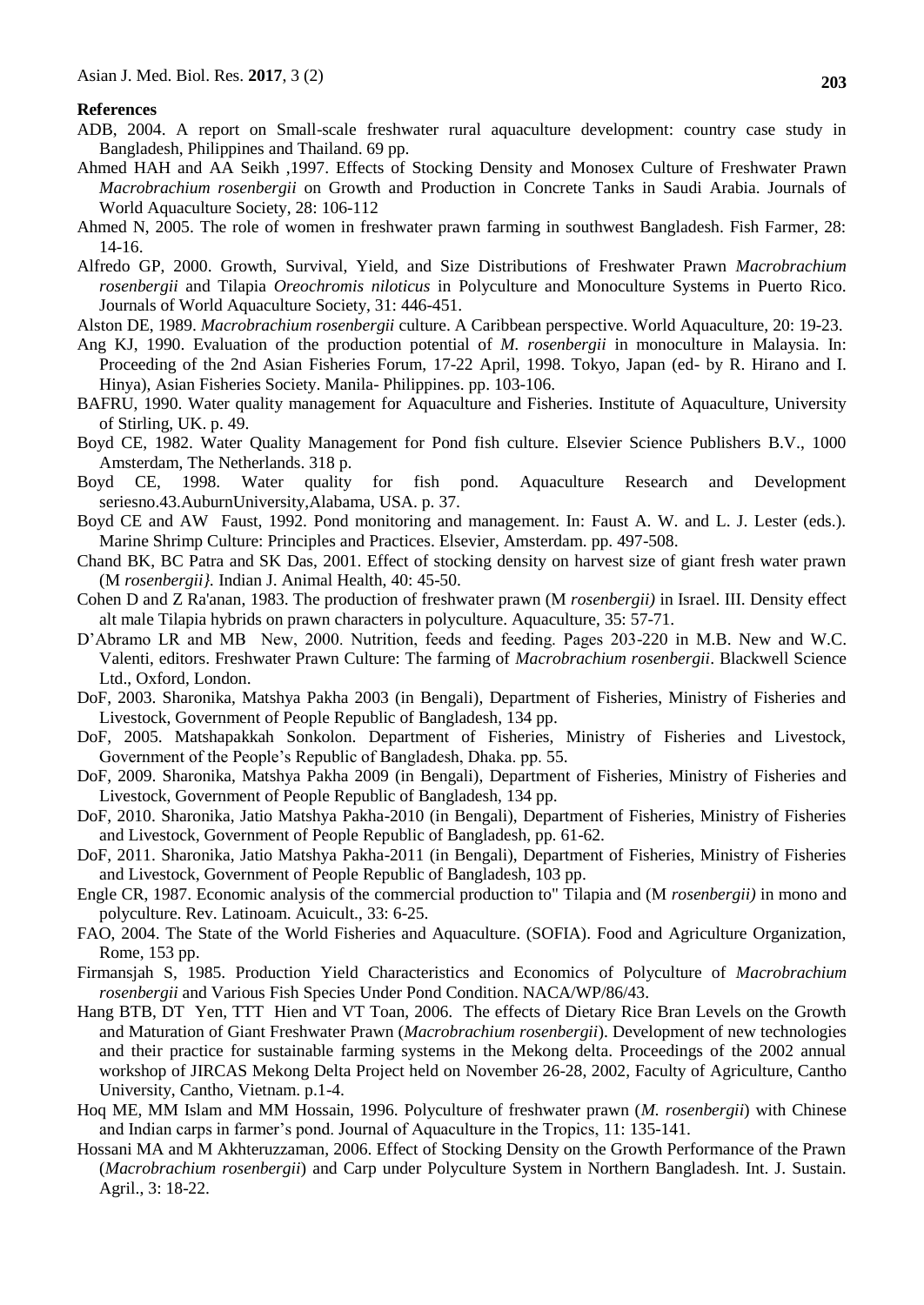**References**

ADB, 2004. A report on Small-scale freshwater rural aquaculture development: country case study in Bangladesh, Philippines and Thailand. 69 pp.

Ahmed HAH and AA Seikh ,1997. Effects of Stocking Density and Monosex Culture of Freshwater Prawn *Macrobrachium rosenbergii* on Growth and Production in Concrete Tanks in Saudi Arabia. Journals of World Aquaculture Society, 28: 106-112

Ahmed N, 2005. The role of women in freshwater prawn farming in southwest Bangladesh. Fish Farmer, 28: 14-16.

Alfredo GP, 2000. Growth, Survival, Yield, and Size Distributions of Freshwater Prawn *Macrobrachium rosenbergii* and Tilapia *Oreochromis niloticus* in Polyculture and Monoculture Systems in Puerto Rico. Journals of World Aquaculture Society, 31: 446-451.

Alston DE, 1989. *Macrobrachium rosenbergii* culture. A Caribbean perspective. World Aquaculture, 20: 19-23.

Ang KJ, 1990. Evaluation of the production potential of *M. rosenbergii* in monoculture in Malaysia. In: Proceeding of the 2nd Asian Fisheries Forum, 17-22 April, 1998. Tokyo, Japan (ed- by R. Hirano and I. Hinya), Asian Fisheries Society. Manila- Philippines. pp. 103-106.

BAFRU, 1990. Water quality management for Aquaculture and Fisheries. Institute of Aquaculture, University of Stirling, UK. p. 49.

Boyd CE, 1982. Water Quality Management for Pond fish culture. Elsevier Science Publishers B.V., 1000 Amsterdam, The Netherlands. 318 p.

Boyd CE, 1998. Water quality for fish pond. Aquaculture Research and Development seriesno.43.AuburnUniversity,Alabama, USA. p. 37.

Boyd CE and AW Faust, 1992. Pond monitoring and management. In: Faust A. W. and L. J. Lester (eds.). Marine Shrimp Culture: Principles and Practices. Elsevier, Amsterdam. pp. 497-508.

Chand BK, BC Patra and SK Das, 2001. Effect of stocking density on harvest size of giant fresh water prawn (M *rosenbergii}.* Indian J. Animal Health, 40: 45-50.

Cohen D and Z Ra'anan, 1983. The production of freshwater prawn (M *rosenbergii)* in Israel. III. Density effect alt male Tilapia hybrids on prawn characters in polyculture. Aquaculture, 35: 57-71.

D'Abramo LR and MB New, 2000. Nutrition, feeds and feeding. Pages 203-220 in M.B. New and W.C. Valenti, editors. Freshwater Prawn Culture: The farming of *Macrobrachium rosenbergii*. Blackwell Science Ltd., Oxford, London.

DoF, 2003. Sharonika, Matshya Pakha 2003 (in Bengali), Department of Fisheries, Ministry of Fisheries and Livestock, Government of People Republic of Bangladesh, 134 pp.

DoF, 2005. Matshapakkah Sonkolon. Department of Fisheries, Ministry of Fisheries and Livestock, Government of the People's Republic of Bangladesh, Dhaka. pp. 55.

DoF, 2009. Sharonika, Matshya Pakha 2009 (in Bengali), Department of Fisheries, Ministry of Fisheries and Livestock, Government of People Republic of Bangladesh, 134 pp.

DoF, 2010. Sharonika, Jatio Matshya Pakha-2010 (in Bengali), Department of Fisheries, Ministry of Fisheries and Livestock, Government of People Republic of Bangladesh, pp. 61-62.

DoF, 2011. Sharonika, Jatio Matshya Pakha-2011 (in Bengali), Department of Fisheries, Ministry of Fisheries and Livestock, Government of People Republic of Bangladesh, 103 pp.

Engle CR, 1987. Economic analysis of the commercial production to" Tilapia and (M *rosenbergii)* in mono and polyculture. Rev. Latinoam. Acuicult., 33: 6-25.

FAO, 2004. The State of the World Fisheries and Aquaculture. (SOFIA). Food and Agriculture Organization, Rome, 153 pp.

Firmansjah S, 1985. Production Yield Characteristics and Economics of Polyculture of *Macrobrachium rosenbergii* and Various Fish Species Under Pond Condition. NACA/WP/86/43.

Hang BTB, DT Yen, TTT Hien and VT Toan, 2006. The effects of Dietary Rice Bran Levels on the Growth and Maturation of Giant Freshwater Prawn (*Macrobrachium rosenbergii*). Development of new technologies and their practice for sustainable farming systems in the Mekong delta. Proceedings of the 2002 annual workshop of JIRCAS Mekong Delta Project held on November 26-28, 2002, Faculty of Agriculture, Cantho University, Cantho, Vietnam. p.1-4.

Hoq ME, MM Islam and MM Hossain, 1996. Polyculture of freshwater prawn (*M. rosenbergii*) with Chinese and Indian carps in farmer's pond. Journal of Aquaculture in the Tropics, 11: 135-141.

Hossani MA and M Akhteruzzaman, 2006. Effect of Stocking Density on the Growth Performance of the Prawn (*Macrobrachium rosenbergii*) and Carp under Polyculture System in Northern Bangladesh. Int. J. Sustain. Agril., 3: 18-22.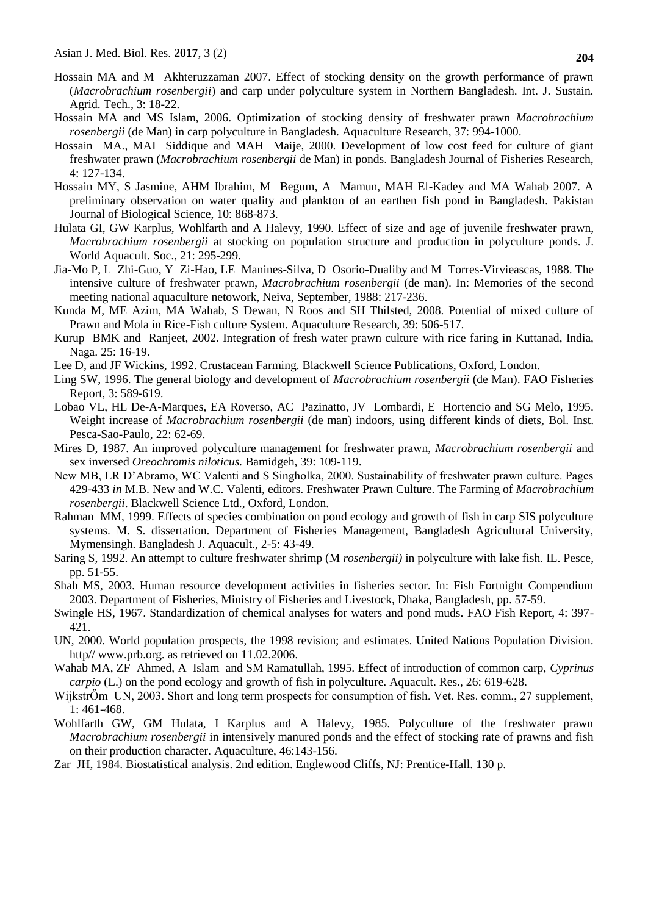Hossain MA and M Akhteruzzaman 2007. Effect of stocking density on the growth performance of prawn (*Macrobrachium rosenbergii*) and carp under polyculture system in Northern Bangladesh. Int. J. Sustain. Agrid. Tech., 3: 18-22.

Hossain MA and MS Islam, 2006. Optimization of stocking density of freshwater prawn *Macrobrachium rosenbergii* (de Man) in carp polyculture in Bangladesh. Aquaculture Research, 37: 994-1000.

Hossain MA., MAI Siddique and MAH Maije, 2000. Development of low cost feed for culture of giant freshwater prawn (*Macrobrachium rosenbergii* de Man) in ponds. Bangladesh Journal of Fisheries Research, 4: 127-134.

Hossain MY, S Jasmine, AHM Ibrahim, M Begum, A Mamun, MAH El-Kadey and MA Wahab 2007. A preliminary observation on water quality and plankton of an earthen fish pond in Bangladesh. Pakistan Journal of Biological Science, 10: 868-873.

Hulata GI, GW Karplus, Wohlfarth and A Halevy, 1990. Effect of size and age of juvenile freshwater prawn, *Macrobrachium rosenbergii* at stocking on population structure and production in polyculture ponds. J. World Aquacult. Soc., 21: 295-299.

Jia-Mo P, L Zhi-Guo, Y Zi-Hao, LE Manines-Silva, D Osorio-Dualiby and M Torres-Virvieascas, 1988. The intensive culture of freshwater prawn, *Macrobrachium rosenbergii* (de man). In: Memories of the second meeting national aquaculture netowork, Neiva, September, 1988: 217-236.

Kunda M, ME Azim, MA Wahab, S Dewan, N Roos and SH Thilsted, 2008. Potential of mixed culture of Prawn and Mola in Rice-Fish culture System. Aquaculture Research, 39: 506-517.

Kurup BMK and Ranjeet, 2002. Integration of fresh water prawn culture with rice faring in Kuttanad, India, Naga. 25: 16-19.

Lee D, and JF Wickins, 1992. Crustacean Farming. Blackwell Science Publications, Oxford, London.

Ling SW, 1996. The general biology and development of *Macrobrachium rosenbergii* (de Man). FAO Fisheries Report, 3: 589-619.

Lobao VL, HL De-A-Marques, EA Roverso, AC Pazinatto, JV Lombardi, E Hortencio and SG Melo, 1995. Weight increase of *Macrobrachium rosenbergii* (de man) indoors, using different kinds of diets, Bol. Inst. Pesca-Sao-Paulo, 22: 62-69.

Mires D, 1987. An improved polyculture management for freshwater prawn, *Macrobrachium rosenbergii* and sex inversed *Oreochromis niloticus.* Bamidgeh, 39: 109-119.

New MB, LR D'Abramo, WC Valenti and S Singholka, 2000. Sustainability of freshwater prawn culture. Pages 429-433 *in* M.B. New and W.C. Valenti, editors. Freshwater Prawn Culture. The Farming of *Macrobrachium rosenbergii*. Blackwell Science Ltd., Oxford, London.

Rahman MM, 1999. Effects of species combination on pond ecology and growth of fish in carp SIS polyculture systems. M. S. dissertation. Department of Fisheries Management, Bangladesh Agricultural University, Mymensingh. Bangladesh J. Aquacult., 2-5: 43-49.

Saring S, 1992. An attempt to culture freshwater shrimp (M *rosenbergii)* in polyculture with lake fish. IL. Pesce, pp. 51-55.

Shah MS, 2003. Human resource development activities in fisheries sector. In: Fish Fortnight Compendium 2003. Department of Fisheries, Ministry of Fisheries and Livestock, Dhaka, Bangladesh, pp. 57-59.

Swingle HS, 1967. Standardization of chemical analyses for waters and pond muds. FAO Fish Report, 4: 397-421.

UN, 2000. World population prospects, the 1998 revision; and estimates. United Nations Population Division. http// www.prb.org. as retrieved on 11.02.2006.

Wahab MA, ZF Ahmed, A Islam and SM Ramatullah, 1995. Effect of introduction of common carp, *Cyprinus carpio* (L.) on the pond ecology and growth of fish in polyculture. Aquacult. Res., 26: 619-628.

WijkstrŐm UN, 2003. Short and long term prospects for consumption of fish. Vet. Res. comm., 27 supplement, 1: 461-468.

Wohlfarth GW, GM Hulata, I Karplus and A Halevy, 1985. Polyculture of the freshwater prawn *Macrobrachium rosenbergii* in intensively manured ponds and the effect of stocking rate of prawns and fish on their production character. Aquaculture, 46:143-156.

Zar JH, 1984. Biostatistical analysis. 2nd edition. Englewood Cliffs, NJ: Prentice-Hall. 130 p.